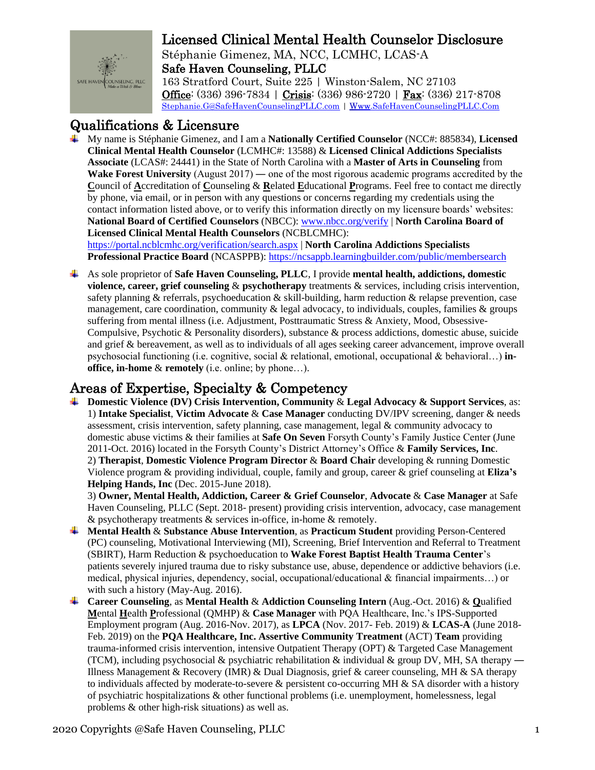# Licensed Clinical Mental Health Counselor Disclosure

Stéphanie Gimenez, MA, NCC, LCMHC, LCAS-A

Safe Haven Counseling, PLLC

163 Stratford Court, Suite 225 | Winston-Salem, NC 27103

Office: (336) 396-7834 | Crisis: (336) 986-2720 | Fax: (336) 217-8708

Stephanie.G@SafeHavenCounselingPLLC.com | Www.SafeHavenCounselingPLLC.Com

## Qualifications & Licensure

- My name is Stéphanie Gimenez, and I am a **Nationally Certified Counselor** (NCC#: 885834), **Licensed Clinical Mental Health Counselor** (LCMHC#: 13588) & **Licensed Clinical Addictions Specialists Associate** (LCAS#: 24441) in the State of North Carolina with a **Master of Arts in Counseling** from **Wake Forest University** (August 2017) — one of the most rigorous academic programs accredited by the **C**ouncil of **A**ccreditation of **C**ounseling & **R**elated **E**ducational **P**rograms. Feel free to contact me directly by phone, via email, or in person with any questions or concerns regarding my credentials using the contact information listed above, or to verify this information directly on my licensure boards' websites: **National Board of Certified Counselors** (NBCC): www.nbcc.org/verify | **North Carolina Board of Licensed Clinical Mental Health Counselors** (NCBLCMHC): https://portal.ncblcmhc.org/verification/search.aspx | **North Carolina Addictions Specialists Professional Practice Board** (NCASPPB): https://ncsappb.learningbuilder.com/public/membersearch
- As sole proprietor of **Safe Haven Counseling, PLLC**, I provide **mental health, addictions, domestic violence, career, grief counseling** & **psychotherapy** treatments & services, including crisis intervention, safety planning & referrals, psychoeducation & skill-building, harm reduction & relapse prevention, case management, care coordination, community & legal advocacy, to individuals, couples, families & groups suffering from mental illness (i.e. Adjustment, Posttraumatic Stress & Anxiety, Mood, Obsessive-Compulsive, Psychotic & Personality disorders), substance & process addictions, domestic abuse, suicide and grief & bereavement, as well as to individuals of all ages seeking career advancement, improve overall psychosocial functioning (i.e. cognitive, social & relational, emotional, occupational & behavioral…) **in-office, in-home** & **remotely** (i.e. online; by phone…).

## Areas of Expertise, Specialty & Competency

- **Domestic Violence (DV) Crisis Intervention, Community** & **Legal Advocacy & Support Services**, as: 1) **Intake Specialist**, **Victim Advocate** & **Case Manager** conducting DV/IPV screening, danger & needs assessment, crisis intervention, safety planning, case management, legal & community advocacy to domestic abuse victims & their families at **Safe On Seven** Forsyth County's Family Justice Center (June 2011-Oct. 2016) located in the Forsyth County's District Attorney's Office & **Family Services, Inc**. 2) **Therapist**, **Domestic Violence Program Director** & **Board Chair** developing & running Domestic Violence program & providing individual, couple, family and group, career & grief counseling at **Eliza's Helping Hands, Inc** (Dec. 2015-June 2018).
  3) **Owner, Mental Health, Addiction, Career & Grief Counselor**, **Advocate** & **Case Manager** at Safe Haven Counseling, PLLC (Sept. 2018- present) providing crisis intervention, advocacy, case management & psychotherapy treatments & services in-office, in-home & remotely.
- **Mental Health** & **Substance Abuse Intervention**, as **Practicum Student** providing Person-Centered (PC) counseling, Motivational Interviewing (MI), Screening, Brief Intervention and Referral to Treatment (SBIRT), Harm Reduction & psychoeducation to **Wake Forest Baptist Health Trauma Center**'s patients severely injured trauma due to risky substance use, abuse, dependence or addictive behaviors (i.e. medical, physical injuries, dependency, social, occupational/educational & financial impairments…) or with such a history (May-Aug. 2016).
- **Career Counseling**, as **Mental Health** & **Addiction Counseling Intern** (Aug.-Oct. 2016) & **Q**ualified **M**ental **H**ealth **P**rofessional (QMHP) & **Case Manager** with PQA Healthcare, Inc.'s IPS-Supported Employment program (Aug. 2016-Nov. 2017), as **LPCA** (Nov. 2017- Feb. 2019) & **LCAS-A** (June 2018-Feb. 2019) on the **PQA Healthcare, Inc. Assertive Community Treatment** (ACT) **Team** providing trauma-informed crisis intervention, intensive Outpatient Therapy (OPT) & Targeted Case Management (TCM), including psychosocial & psychiatric rehabilitation & individual & group DV, MH, SA therapy — Illness Management & Recovery (IMR) & Dual Diagnosis, grief & career counseling, MH & SA therapy to individuals affected by moderate-to-severe & persistent co-occurring MH & SA disorder with a history of psychiatric hospitalizations & other functional problems (i.e. unemployment, homelessness, legal problems & other high-risk situations) as well as.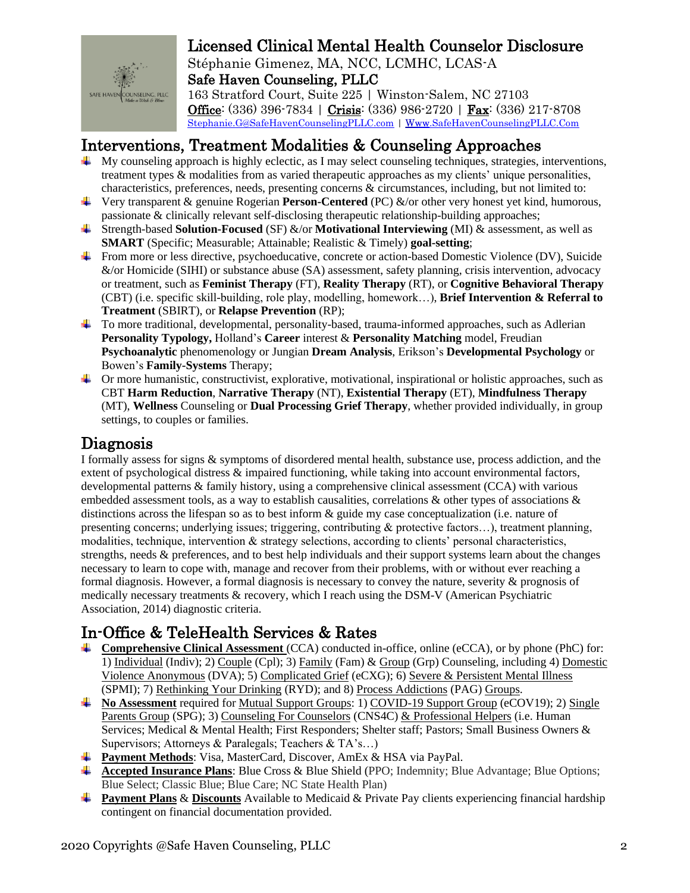# Licensed Clinical Mental Health Counselor Disclosure

Stéphanie Gimenez, MA, NCC, LCMHC, LCAS-A

Safe Haven Counseling, PLLC

163 Stratford Court, Suite 225 | Winston-Salem, NC 27103

**Office**: (336) 396-7834 | **Crisis**: (336) 986-2720 | **Fax**: (336) 217-8708

Stephanie.G@SafeHavenCounselingPLLC.com | Www.SafeHavenCounselingPLLC.Com

## Interventions, Treatment Modalities & Counseling Approaches

- My counseling approach is highly eclectic, as I may select counseling techniques, strategies, interventions, treatment types & modalities from as varied therapeutic approaches as my clients' unique personalities, characteristics, preferences, needs, presenting concerns & circumstances, including, but not limited to:
- Very transparent & genuine Rogerian **Person-Centered** (PC) &/or other very honest yet kind, humorous, passionate & clinically relevant self-disclosing therapeutic relationship-building approaches;
- Strength-based **Solution-Focused** (SF) &/or **Motivational Interviewing** (MI) & assessment, as well as **SMART** (Specific; Measurable; Attainable; Realistic & Timely) **goal-setting**;
- From more or less directive, psychoeducative, concrete or action-based Domestic Violence (DV), Suicide &/or Homicide (SIHI) or substance abuse (SA) assessment, safety planning, crisis intervention, advocacy or treatment, such as **Feminist Therapy** (FT), **Reality Therapy** (RT), or **Cognitive Behavioral Therapy** (CBT) (i.e. specific skill-building, role play, modelling, homework…), **Brief Intervention & Referral to Treatment** (SBIRT), or **Relapse Prevention** (RP);
- To more traditional, developmental, personality-based, trauma-informed approaches, such as Adlerian **Personality Typology,** Holland's **Career** interest & **Personality Matching** model, Freudian **Psychoanalytic** phenomenology or Jungian **Dream Analysis**, Erikson's **Developmental Psychology** or Bowen's **Family-Systems** Therapy;
- Or more humanistic, constructivist, explorative, motivational, inspirational or holistic approaches, such as CBT **Harm Reduction**, **Narrative Therapy** (NT), **Existential Therapy** (ET), **Mindfulness Therapy** (MT), **Wellness** Counseling or **Dual Processing Grief Therapy**, whether provided individually, in group settings, to couples or families.

## Diagnosis

I formally assess for signs & symptoms of disordered mental health, substance use, process addiction, and the extent of psychological distress & impaired functioning, while taking into account environmental factors, developmental patterns & family history, using a comprehensive clinical assessment (CCA) with various embedded assessment tools, as a way to establish causalities, correlations & other types of associations & distinctions across the lifespan so as to best inform & guide my case conceptualization (i.e. nature of presenting concerns; underlying issues; triggering, contributing & protective factors…), treatment planning, modalities, technique, intervention & strategy selections, according to clients' personal characteristics, strengths, needs & preferences, and to best help individuals and their support systems learn about the changes necessary to learn to cope with, manage and recover from their problems, with or without ever reaching a formal diagnosis. However, a formal diagnosis is necessary to convey the nature, severity & prognosis of medically necessary treatments & recovery, which I reach using the DSM-V (American Psychiatric Association, 2014) diagnostic criteria.

## In-Office & TeleHealth Services & Rates

- **Comprehensive Clinical Assessment** (CCA) conducted in-office, online (eCCA), or by phone (PhC) for: 1) Individual (Indiv); 2) Couple (Cpl); 3) Family (Fam) & Group (Grp) Counseling, including 4) Domestic Violence Anonymous (DVA); 5) Complicated Grief (eCXG); 6) Severe & Persistent Mental Illness (SPMI); 7) Rethinking Your Drinking (RYD); and 8) Process Addictions (PAG) Groups.
- **No Assessment** required for Mutual Support Groups: 1) COVID-19 Support Group (eCOV19); 2) Single Parents Group (SPG); 3) Counseling For Counselors (CNS4C) & Professional Helpers (i.e. Human Services; Medical & Mental Health; First Responders; Shelter staff; Pastors; Small Business Owners & Supervisors; Attorneys & Paralegals; Teachers & TA's…)
- **Payment Methods**: Visa, MasterCard, Discover, AmEx & HSA via PayPal.
- **Accepted Insurance Plans**: Blue Cross & Blue Shield (PPO; Indemnity; Blue Advantage; Blue Options; Blue Select; Classic Blue; Blue Care; NC State Health Plan)
- **Payment Plans** & **Discounts** Available to Medicaid & Private Pay clients experiencing financial hardship contingent on financial documentation provided.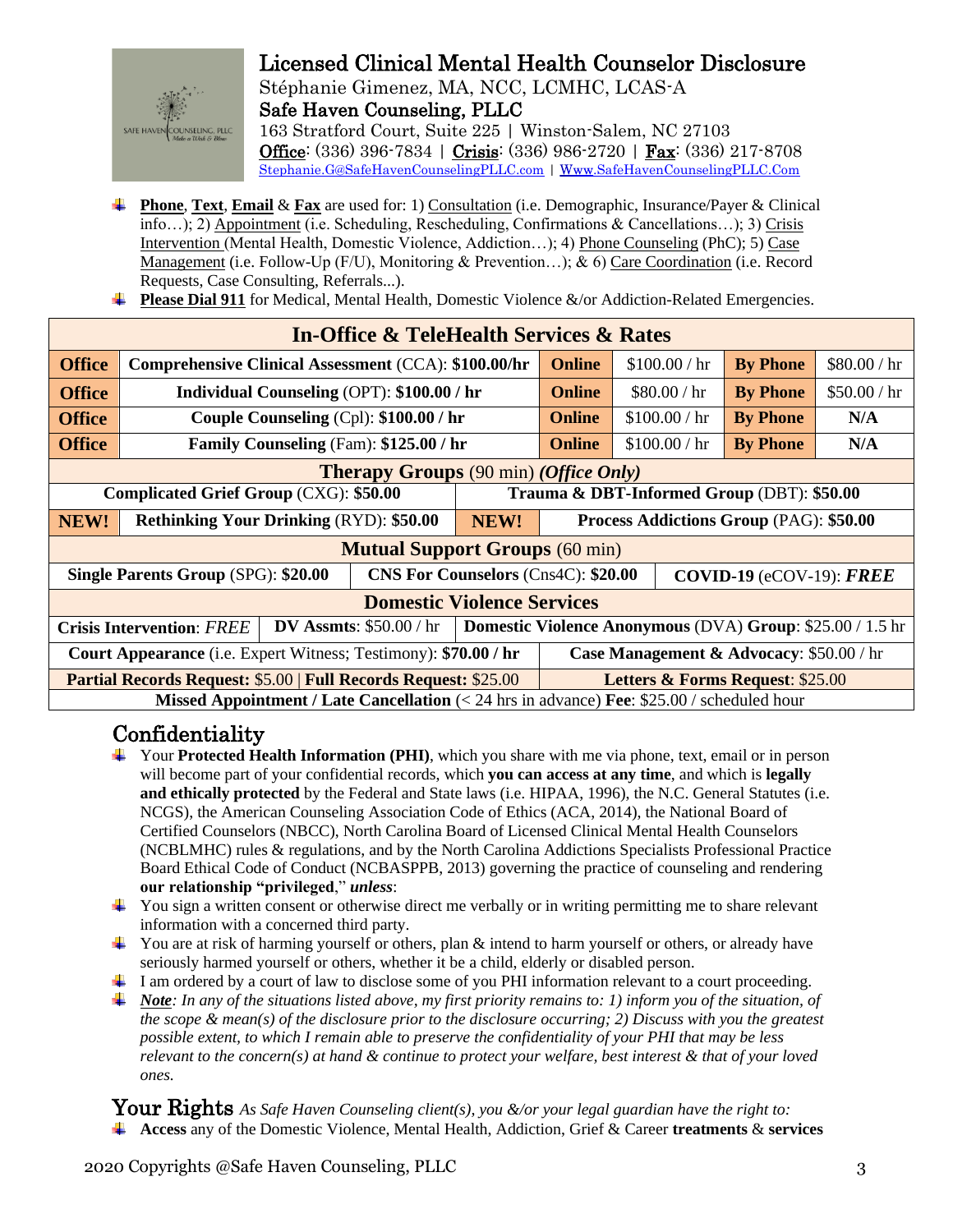# Licensed Clinical Mental Health Counselor Disclosure

Stéphanie Gimenez, MA, NCC, LCMHC, LCAS-A
**Safe Haven Counseling, PLLC**
163 Stratford Court, Suite 225 | Winston-Salem, NC 27103
Office: (336) 396-7834 | Crisis: (336) 986-2720 | Fax: (336) 217-8708
Stephanie.G@SafeHavenCounselingPLLC.com | Www.SafeHavenCounselingPLLC.Com

- **Phone**, **Text**, **Email** & **Fax** are used for: 1) Consultation (i.e. Demographic, Insurance/Payer & Clinical info…); 2) Appointment (i.e. Scheduling, Rescheduling, Confirmations & Cancellations…); 3) Crisis Intervention (Mental Health, Domestic Violence, Addiction…); 4) Phone Counseling (PhC); 5) Case Management (i.e. Follow-Up (F/U), Monitoring & Prevention…); & 6) Care Coordination (i.e. Record Requests, Case Consulting, Referrals...).
- **Please Dial 911** for Medical, Mental Health, Domestic Violence &/or Addiction-Related Emergencies.

| **In-Office & TeleHealth Services & Rates** | | | | | |
|---|---|---|---|---|---|
| **Office** | **Comprehensive Clinical Assessment** (CCA): **$100.00/hr** | **Online** | $100.00 / hr | **By Phone** | $80.00 / hr |
| **Office** | **Individual Counseling** (OPT): **$100.00 / hr** | **Online** | $80.00 / hr | **By Phone** | $50.00 / hr |
| **Office** | **Couple Counseling** (Cpl): **$100.00 / hr** | **Online** | $100.00 / hr | **By Phone** | **N/A** |
| **Office** | **Family Counseling** (Fam): **$125.00 / hr** | **Online** | $100.00 / hr | **By Phone** | **N/A** |

| **Therapy Groups** (90 min) ***(Office Only)*** | |
|---|---|
| **Complicated Grief Group** (CXG): **$50.00** | **Trauma & DBT-Informed Group** (DBT): **$50.00** |
| **NEW!** **Rethinking Your Drinking** (RYD): **$50.00** | **NEW!** **Process Addictions Group** (PAG): **$50.00** |

| **Mutual Support Groups** (60 min) | | |
|---|---|---|
| **Single Parents Group** (SPG): **$20.00** | **CNS For Counselors** (Cns4C): **$20.00** | **COVID-19** (eCOV-19): ***FREE*** |

| **Domestic Violence Services** | | |
|---|---|---|
| **Crisis Intervention**: *FREE* | **DV Assmts**: $50.00 / hr | **Domestic Violence Anonymous** (DVA) **Group**: $25.00 / 1.5 hr |
| **Court Appearance** (i.e. Expert Witness; Testimony): **$70.00 / hr** | | **Case Management & Advocacy**: $50.00 / hr |
| **Partial Records Request: $5.00** \| **Full Records Request: $25.00** | | **Letters & Forms Request**: $25.00 |
| **Missed Appointment / Late Cancellation** (< 24 hrs in advance) **Fee**: $25.00 / scheduled hour | | |

## Confidentiality

- Your **Protected Health Information (PHI)**, which you share with me via phone, text, email or in person will become part of your confidential records, which **you can access at any time**, and which is **legally and ethically protected** by the Federal and State laws (i.e. HIPAA, 1996), the N.C. General Statutes (i.e. NCGS), the American Counseling Association Code of Ethics (ACA, 2014), the National Board of Certified Counselors (NBCC), North Carolina Board of Licensed Clinical Mental Health Counselors (NCBLMHC) rules & regulations, and by the North Carolina Addictions Specialists Professional Practice Board Ethical Code of Conduct (NCBASPPB, 2013) governing the practice of counseling and rendering **our relationship "privileged**," ***unless***:
- You sign a written consent or otherwise direct me verbally or in writing permitting me to share relevant information with a concerned third party.
- You are at risk of harming yourself or others, plan & intend to harm yourself or others, or already have seriously harmed yourself or others, whether it be a child, elderly or disabled person.
- I am ordered by a court of law to disclose some of you PHI information relevant to a court proceeding.
- ***Note****: In any of the situations listed above, my first priority remains to: 1) inform you of the situation, of the scope & mean(s) of the disclosure prior to the disclosure occurring; 2) Discuss with you the greatest possible extent, to which I remain able to preserve the confidentiality of your PHI that may be less relevant to the concern(s) at hand & continue to protect your welfare, best interest & that of your loved ones.*

## Your Rights *As Safe Haven Counseling client(s), you &/or your legal guardian have the right to:*

- **Access** any of the Domestic Violence, Mental Health, Addiction, Grief & Career **treatments** & **services**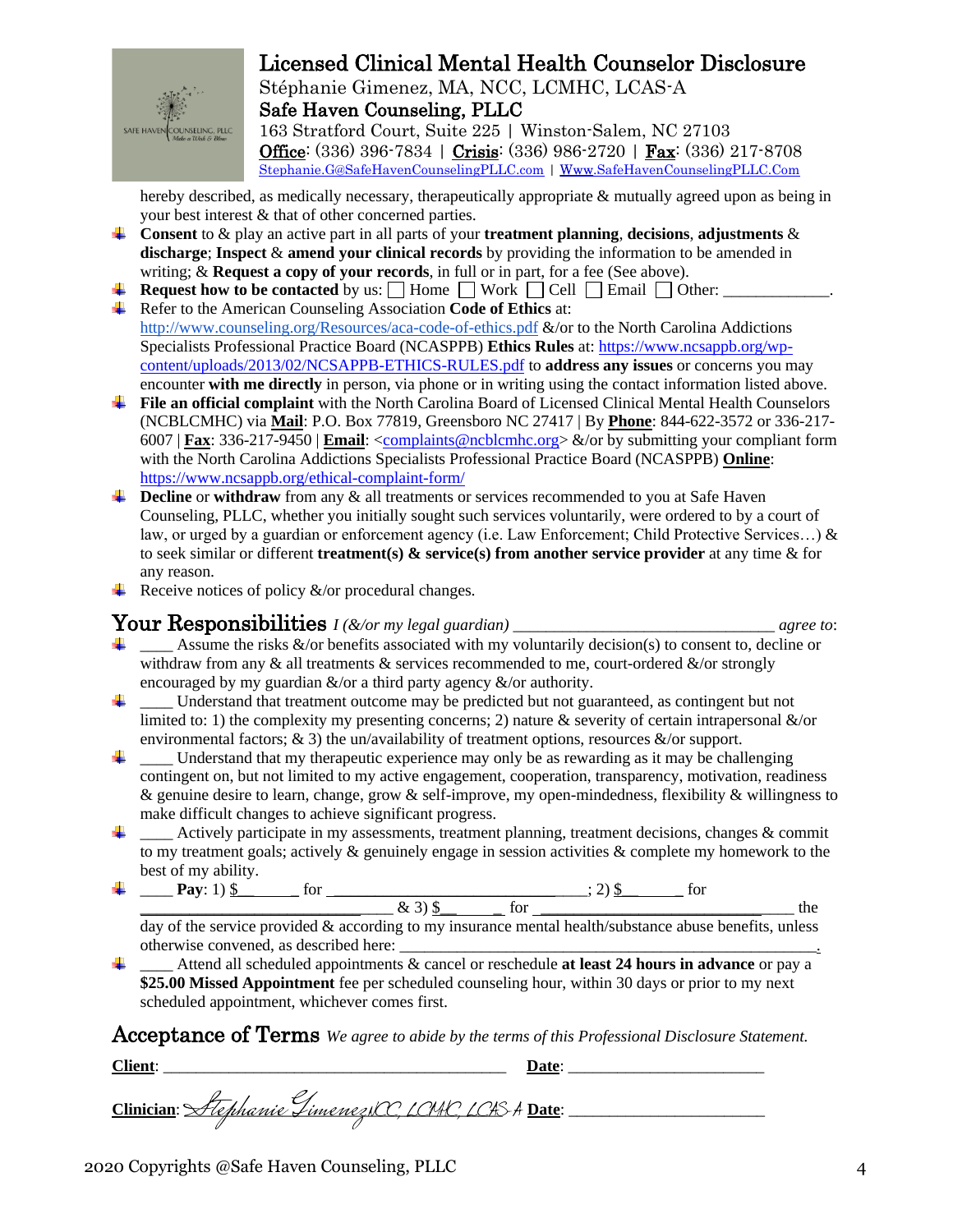# Licensed Clinical Mental Health Counselor Disclosure

Stéphanie Gimenez, MA, NCC, LCMHC, LCAS-A
**Safe Haven Counseling, PLLC**
163 Stratford Court, Suite 225 | Winston-Salem, NC 27103
**Office**: (336) 396-7834 | **Crisis**: (336) 986-2720 | **Fax**: (336) 217-8708
Stephanie.G@SafeHavenCounselingPLLC.com | Www.SafeHavenCounselingPLLC.Com

hereby described, as medically necessary, therapeutically appropriate & mutually agreed upon as being in your best interest & that of other concerned parties.

- **Consent** to & play an active part in all parts of your **treatment planning**, **decisions**, **adjustments** & **discharge**; **Inspect** & **amend your clinical records** by providing the information to be amended in writing; & **Request a copy of your records**, in full or in part, for a fee (See above).
- **Request how to be contacted** by us: ☐ Home ☐ Work ☐ Cell ☐ Email ☐ Other: ____________.
- Refer to the American Counseling Association **Code of Ethics** at: http://www.counseling.org/Resources/aca-code-of-ethics.pdf &/or to the North Carolina Addictions Specialists Professional Practice Board (NCASPPB) **Ethics Rules** at: https://www.ncsappb.org/wp-content/uploads/2013/02/NCSAPPB-ETHICS-RULES.pdf to **address any issues** or concerns you may encounter **with me directly** in person, via phone or in writing using the contact information listed above.
- **File an official complaint** with the North Carolina Board of Licensed Clinical Mental Health Counselors (NCBLCMHC) via **Mail**: P.O. Box 77819, Greensboro NC 27417 | By **Phone**: 844-622-3572 or 336-217-6007 | **Fax**: 336-217-9450 | **Email**: <complaints@ncblcmhc.org> &/or by submitting your compliant form with the North Carolina Addictions Specialists Professional Practice Board (NCASPPB) **Online**: https://www.ncsappb.org/ethical-complaint-form/
- **Decline** or **withdraw** from any & all treatments or services recommended to you at Safe Haven Counseling, PLLC, whether you initially sought such services voluntarily, were ordered to by a court of law, or urged by a guardian or enforcement agency (i.e. Law Enforcement; Child Protective Services…) & to seek similar or different **treatment(s) & service(s) from another service provider** at any time & for any reason.
- Receive notices of policy &/or procedural changes.

## Your Responsibilities *I (&/or my legal guardian) ______________________________ agree to*:

- ____ Assume the risks &/or benefits associated with my voluntarily decision(s) to consent to, decline or withdraw from any & all treatments & services recommended to me, court-ordered &/or strongly encouraged by my guardian &/or a third party agency &/or authority.
- ____ Understand that treatment outcome may be predicted but not guaranteed, as contingent but not limited to: 1) the complexity my presenting concerns; 2) nature & severity of certain intrapersonal &/or environmental factors; & 3) the un/availability of treatment options, resources &/or support.
- ____ Understand that my therapeutic experience may only be as rewarding as it may be challenging contingent on, but not limited to my active engagement, cooperation, transparency, motivation, readiness & genuine desire to learn, change, grow & self-improve, my open-mindedness, flexibility & willingness to make difficult changes to achieve significant progress.
- ____ Actively participate in my assessments, treatment planning, treatment decisions, changes & commit to my treatment goals; actively & genuinely engage in session activities & complete my homework to the best of my ability.
- ____ **Pay**: 1) $_______ for ______________________________; 2) $______ for ______________________________ & 3) $______ for ______________________________ the day of the service provided & according to my insurance mental health/substance abuse benefits, unless otherwise convened, as described here: ______________________________________________.
- ____ Attend all scheduled appointments & cancel or reschedule **at least 24 hours in advance** or pay a **$25.00 Missed Appointment** fee per scheduled counseling hour, within 30 days or prior to my next scheduled appointment, whichever comes first.

## Acceptance of Terms *We agree to abide by the terms of this Professional Disclosure Statement.*

**Client**: ________________________________________ **Date**: ______________________

**Clinician**: *Stephanie Gimenez NCC, LCMHC, LCAS-A* **Date**: ______________________

2020 Copyrights @Safe Haven Counseling, PLLC